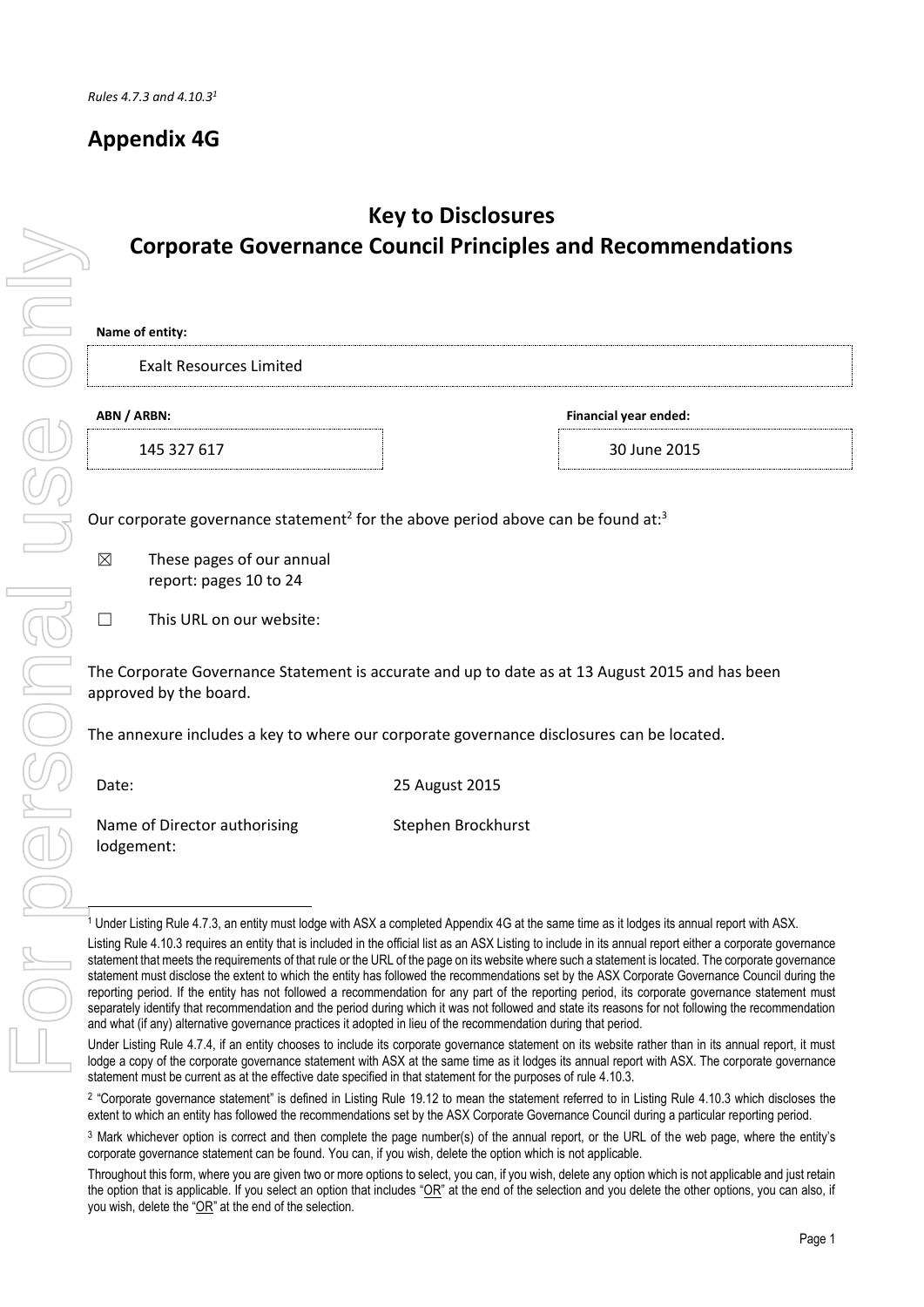*Rules 4.7.3 and 4.10.3*[1]

# Appendix 4G

## Key to Disclosures
## Corporate Governance Council Principles and Recommendations

**Name of entity:**

Exalt Resources Limited

**ABN / ARBN:**

145 327 617

**Financial year ended:**

30 June 2015

Our corporate governance statement[2] for the above period above can be found at:[3]

☒ These pages of our annual report: pages 10 to 24

☐ This URL on our website:

The Corporate Governance Statement is accurate and up to date as at 13 August 2015 and has been approved by the board.

The annexure includes a key to where our corporate governance disclosures can be located.

Date: 25 August 2015

Name of Director authorising lodgement: Stephen Brockhurst

---

[1] Under Listing Rule 4.7.3, an entity must lodge with ASX a completed Appendix 4G at the same time as it lodges its annual report with ASX.

Listing Rule 4.10.3 requires an entity that is included in the official list as an ASX Listing to include in its annual report either a corporate governance statement that meets the requirements of that rule or the URL of the page on its website where such a statement is located. The corporate governance statement must disclose the extent to which the entity has followed the recommendations set by the ASX Corporate Governance Council during the reporting period. If the entity has not followed a recommendation for any part of the reporting period, its corporate governance statement must separately identify that recommendation and the period during which it was not followed and state its reasons for not following the recommendation and what (if any) alternative governance practices it adopted in lieu of the recommendation during that period.

Under Listing Rule 4.7.4, if an entity chooses to include its corporate governance statement on its website rather than in its annual report, it must lodge a copy of the corporate governance statement with ASX at the same time as it lodges its annual report with ASX. The corporate governance statement must be current as at the effective date specified in that statement for the purposes of rule 4.10.3.

[2] "Corporate governance statement" is defined in Listing Rule 19.12 to mean the statement referred to in Listing Rule 4.10.3 which discloses the extent to which an entity has followed the recommendations set by the ASX Corporate Governance Council during a particular reporting period.

[3] Mark whichever option is correct and then complete the page number(s) of the annual report, or the URL of the web page, where the entity's corporate governance statement can be found. You can, if you wish, delete the option which is not applicable.

Throughout this form, where you are given two or more options to select, you can, if you wish, delete any option which is not applicable and just retain the option that is applicable. If you select an option that includes "OR" at the end of the selection and you delete the other options, you can also, if you wish, delete the "OR" at the end of the selection.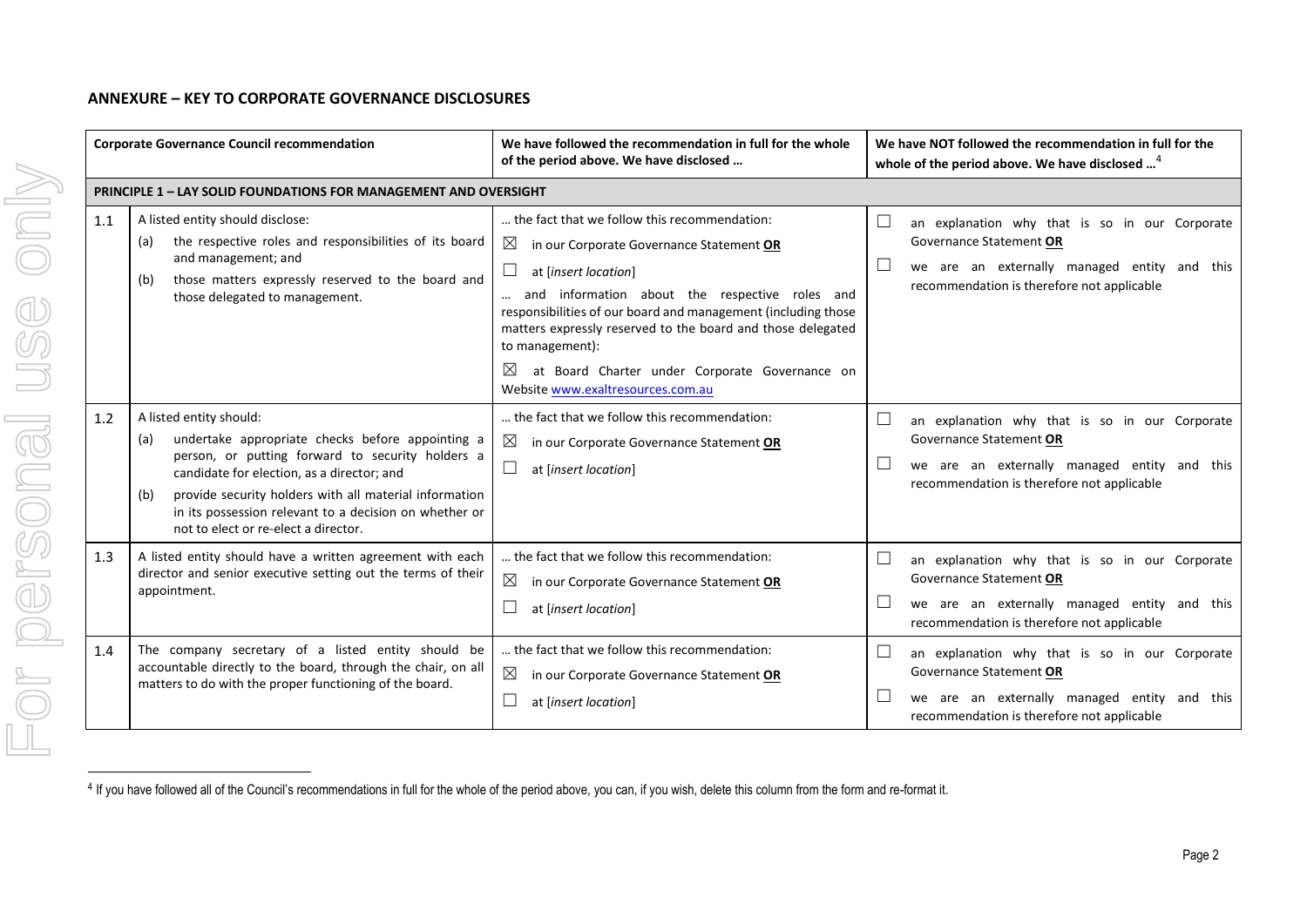## ANNEXURE – KEY TO CORPORATE GOVERNANCE DISCLOSURES

| | Corporate Governance Council recommendation | We have followed the recommendation in full for the whole of the period above. We have disclosed … | We have NOT followed the recommendation in full for the whole of the period above. We have disclosed …[4] |
|---|---|---|---|
| **PRINCIPLE 1 – LAY SOLID FOUNDATIONS FOR MANAGEMENT AND OVERSIGHT** | | | |
| 1.1 | A listed entity should disclose:<br>(a) the respective roles and responsibilities of its board and management; and<br>(b) those matters expressly reserved to the board and those delegated to management. | … the fact that we follow this recommendation:<br>☒ in our Corporate Governance Statement **OR**<br>☐ at [*insert location*]<br>… and information about the respective roles and responsibilities of our board and management (including those matters expressly reserved to the board and those delegated to management):<br>☒ at Board Charter under Corporate Governance on Website www.exaltresources.com.au | ☐ an explanation why that is so in our Corporate Governance Statement **OR**<br>☐ we are an externally managed entity and this recommendation is therefore not applicable |
| 1.2 | A listed entity should:<br>(a) undertake appropriate checks before appointing a person, or putting forward to security holders a candidate for election, as a director; and<br>(b) provide security holders with all material information in its possession relevant to a decision on whether or not to elect or re-elect a director. | … the fact that we follow this recommendation:<br>☒ in our Corporate Governance Statement **OR**<br>☐ at [*insert location*] | ☐ an explanation why that is so in our Corporate Governance Statement **OR**<br>☐ we are an externally managed entity and this recommendation is therefore not applicable |
| 1.3 | A listed entity should have a written agreement with each director and senior executive setting out the terms of their appointment. | … the fact that we follow this recommendation:<br>☒ in our Corporate Governance Statement **OR**<br>☐ at [*insert location*] | ☐ an explanation why that is so in our Corporate Governance Statement **OR**<br>☐ we are an externally managed entity and this recommendation is therefore not applicable |
| 1.4 | The company secretary of a listed entity should be accountable directly to the board, through the chair, on all matters to do with the proper functioning of the board. | … the fact that we follow this recommendation:<br>☒ in our Corporate Governance Statement **OR**<br>☐ at [*insert location*] | ☐ an explanation why that is so in our Corporate Governance Statement **OR**<br>☐ we are an externally managed entity and this recommendation is therefore not applicable |

[4] If you have followed all of the Council's recommendations in full for the whole of the period above, you can, if you wish, delete this column from the form and re-format it.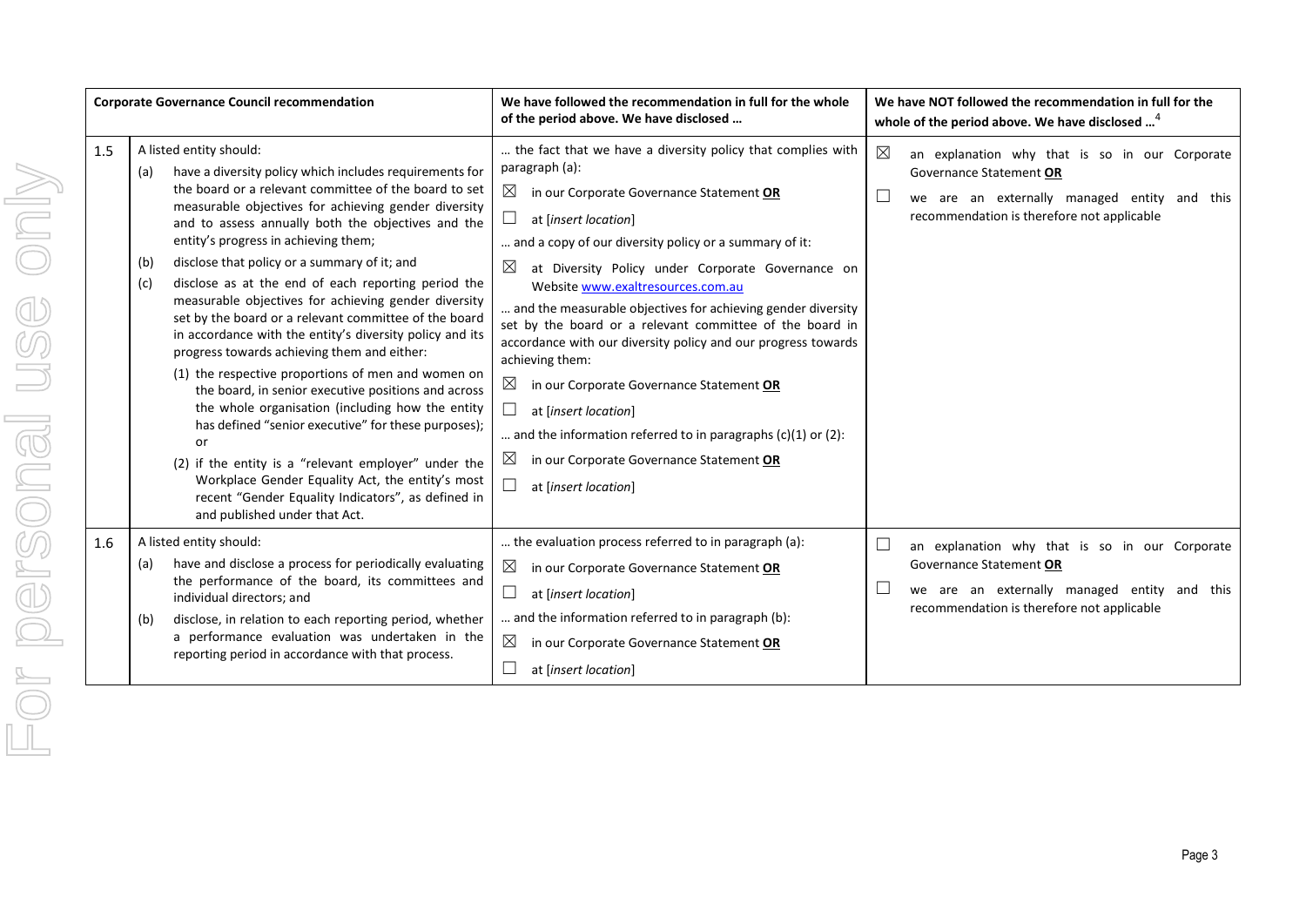| Corporate Governance Council recommendation | | We have followed the recommendation in full for the whole of the period above. We have disclosed … | We have NOT followed the recommendation in full for the whole of the period above. We have disclosed …[4] |
|---|---|---|---|
| 1.5 | A listed entity should:<br>(a) have a diversity policy which includes requirements for the board or a relevant committee of the board to set measurable objectives for achieving gender diversity and to assess annually both the objectives and the entity's progress in achieving them;<br>(b) disclose that policy or a summary of it; and<br>(c) disclose as at the end of each reporting period the measurable objectives for achieving gender diversity set by the board or a relevant committee of the board in accordance with the entity's diversity policy and its progress towards achieving them and either:<br>(1) the respective proportions of men and women on the board, in senior executive positions and across the whole organisation (including how the entity has defined "senior executive" for these purposes); or<br>(2) if the entity is a "relevant employer" under the Workplace Gender Equality Act, the entity's most recent "Gender Equality Indicators", as defined in and published under that Act. | … the fact that we have a diversity policy that complies with paragraph (a):<br>☒ in our Corporate Governance Statement **OR**<br>☐ at [*insert location*]<br>… and a copy of our diversity policy or a summary of it:<br>☒ at Diversity Policy under Corporate Governance on Website www.exaltresources.com.au<br>… and the measurable objectives for achieving gender diversity set by the board or a relevant committee of the board in accordance with our diversity policy and our progress towards achieving them:<br>☒ in our Corporate Governance Statement **OR**<br>☐ at [*insert location*]<br>… and the information referred to in paragraphs (c)(1) or (2):<br>☒ in our Corporate Governance Statement **OR**<br>☐ at [*insert location*] | ☒ an explanation why that is so in our Corporate Governance Statement **OR**<br>☐ we are an externally managed entity and this recommendation is therefore not applicable |
| 1.6 | A listed entity should:<br>(a) have and disclose a process for periodically evaluating the performance of the board, its committees and individual directors; and<br>(b) disclose, in relation to each reporting period, whether a performance evaluation was undertaken in the reporting period in accordance with that process. | … the evaluation process referred to in paragraph (a):<br>☒ in our Corporate Governance Statement **OR**<br>☐ at [*insert location*]<br>… and the information referred to in paragraph (b):<br>☒ in our Corporate Governance Statement **OR**<br>☐ at [*insert location*] | ☐ an explanation why that is so in our Corporate Governance Statement **OR**<br>☐ we are an externally managed entity and this recommendation is therefore not applicable |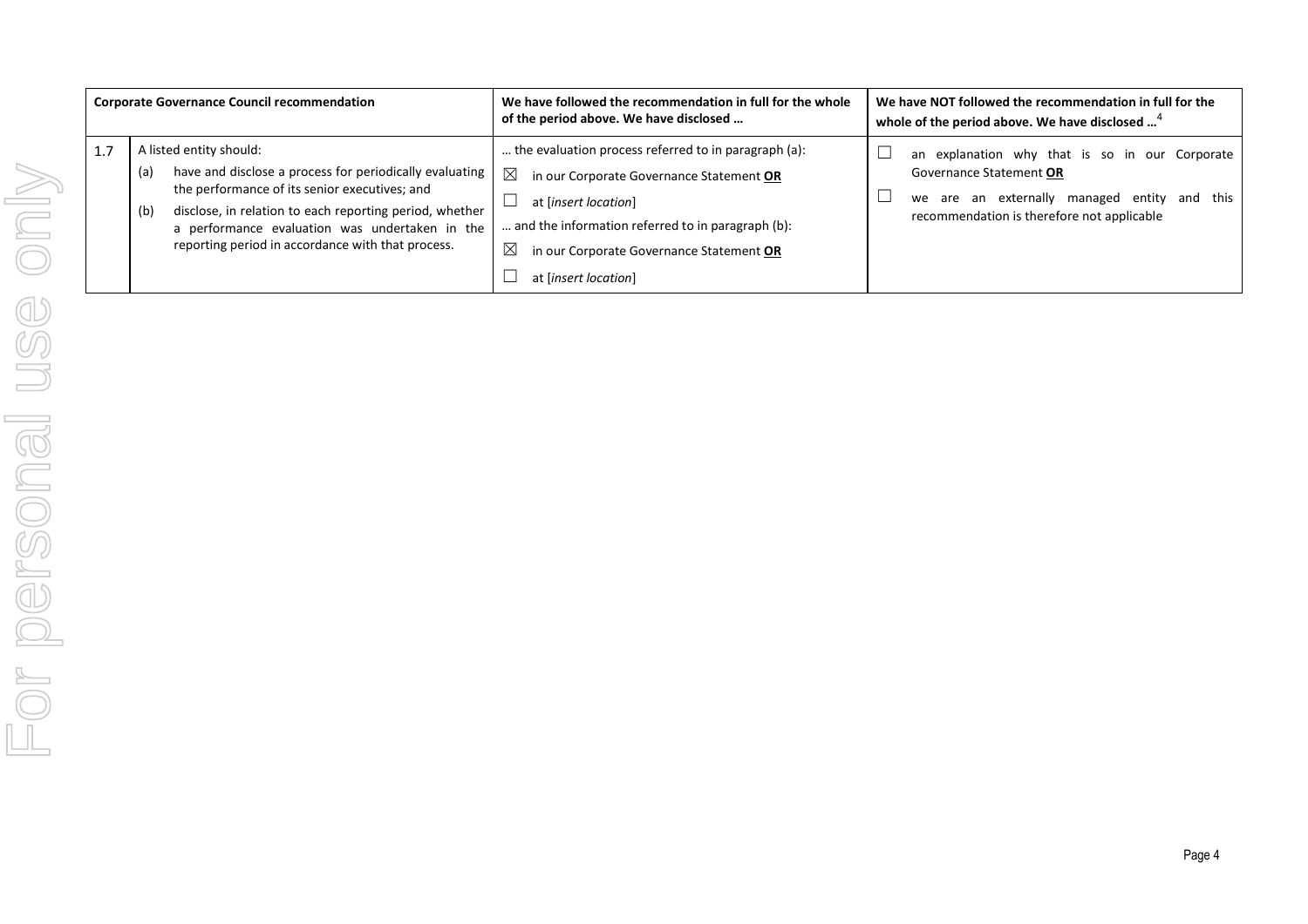| Corporate Governance Council recommendation | | We have followed the recommendation in full for the whole of the period above. We have disclosed … | We have NOT followed the recommendation in full for the whole of the period above. We have disclosed …[4] |
|---|---|---|---|
| 1.7 | A listed entity should:<br>(a) have and disclose a process for periodically evaluating the performance of its senior executives; and<br>(b) disclose, in relation to each reporting period, whether a performance evaluation was undertaken in the reporting period in accordance with that process. | … the evaluation process referred to in paragraph (a):<br>☒ in our Corporate Governance Statement **OR**<br>☐ at [*insert location*]<br>… and the information referred to in paragraph (b):<br>☒ in our Corporate Governance Statement **OR**<br>☐ at [*insert location*] | ☐ an explanation why that is so in our Corporate Governance Statement **OR**<br>☐ we are an externally managed entity and this recommendation is therefore not applicable |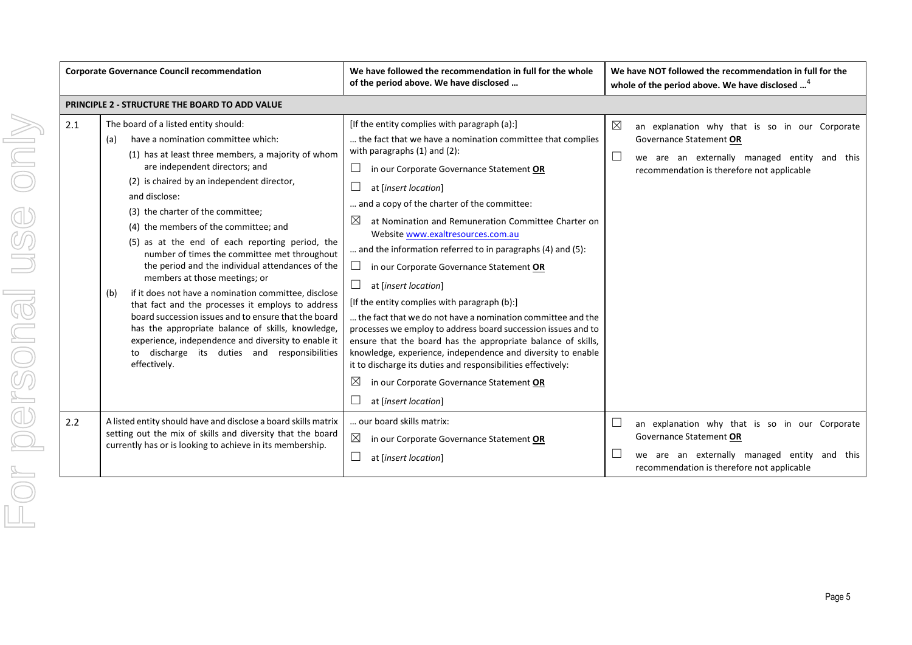| | Corporate Governance Council recommendation | We have followed the recommendation in full for the whole of the period above. We have disclosed … | We have NOT followed the recommendation in full for the whole of the period above. We have disclosed …[4] |
|---|---|---|---|
| **PRINCIPLE 2 - STRUCTURE THE BOARD TO ADD VALUE** | | | |
| 2.1 | The board of a listed entity should:<br>(a) have a nomination committee which:<br>(1) has at least three members, a majority of whom are independent directors; and<br>(2) is chaired by an independent director,<br>and disclose:<br>(3) the charter of the committee;<br>(4) the members of the committee; and<br>(5) as at the end of each reporting period, the number of times the committee met throughout the period and the individual attendances of the members at those meetings; or<br>(b) if it does not have a nomination committee, disclose that fact and the processes it employs to address board succession issues and to ensure that the board has the appropriate balance of skills, knowledge, experience, independence and diversity to enable it to discharge its duties and responsibilities effectively. | [If the entity complies with paragraph (a):]<br>… the fact that we have a nomination committee that complies with paragraphs (1) and (2):<br>☐ in our Corporate Governance Statement **OR**<br>☐ at [*insert location*]<br>… and a copy of the charter of the committee:<br>☒ at Nomination and Remuneration Committee Charter on Website www.exaltresources.com.au<br>… and the information referred to in paragraphs (4) and (5):<br>☐ in our Corporate Governance Statement **OR**<br>☐ at [*insert location*]<br>[If the entity complies with paragraph (b):]<br>… the fact that we do not have a nomination committee and the processes we employ to address board succession issues and to ensure that the board has the appropriate balance of skills, knowledge, experience, independence and diversity to enable it to discharge its duties and responsibilities effectively:<br>☒ in our Corporate Governance Statement **OR**<br>☐ at [*insert location*] | ☒ an explanation why that is so in our Corporate Governance Statement **OR**<br>☐ we are an externally managed entity and this recommendation is therefore not applicable |
| 2.2 | A listed entity should have and disclose a board skills matrix setting out the mix of skills and diversity that the board currently has or is looking to achieve in its membership. | … our board skills matrix:<br>☒ in our Corporate Governance Statement **OR**<br>☐ at [*insert location*] | ☐ an explanation why that is so in our Corporate Governance Statement **OR**<br>☐ we are an externally managed entity and this recommendation is therefore not applicable |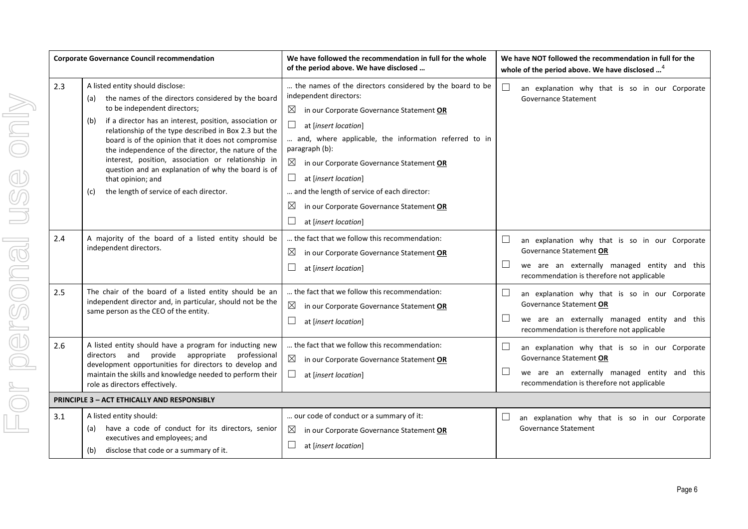| Corporate Governance Council recommendation | | We have followed the recommendation in full for the whole of the period above. We have disclosed … | We have NOT followed the recommendation in full for the whole of the period above. We have disclosed …[4] |
|---|---|---|---|
| 2.3 | A listed entity should disclose:<br>(a) the names of the directors considered by the board to be independent directors;<br>(b) if a director has an interest, position, association or relationship of the type described in Box 2.3 but the board is of the opinion that it does not compromise the independence of the director, the nature of the interest, position, association or relationship in question and an explanation of why the board is of that opinion; and<br>(c) the length of service of each director. | … the names of the directors considered by the board to be independent directors:<br>☒ in our Corporate Governance Statement **OR**<br>☐ at [*insert location*]<br>… and, where applicable, the information referred to in paragraph (b):<br>☒ in our Corporate Governance Statement **OR**<br>☐ at [*insert location*]<br>… and the length of service of each director:<br>☒ in our Corporate Governance Statement **OR**<br>☐ at [*insert location*] | ☐ an explanation why that is so in our Corporate Governance Statement |
| 2.4 | A majority of the board of a listed entity should be independent directors. | … the fact that we follow this recommendation:<br>☒ in our Corporate Governance Statement **OR**<br>☐ at [*insert location*] | ☐ an explanation why that is so in our Corporate Governance Statement **OR**<br>☐ we are an externally managed entity and this recommendation is therefore not applicable |
| 2.5 | The chair of the board of a listed entity should be an independent director and, in particular, should not be the same person as the CEO of the entity. | … the fact that we follow this recommendation:<br>☒ in our Corporate Governance Statement **OR**<br>☐ at [*insert location*] | ☐ an explanation why that is so in our Corporate Governance Statement **OR**<br>☐ we are an externally managed entity and this recommendation is therefore not applicable |
| 2.6 | A listed entity should have a program for inducting new directors and provide appropriate professional development opportunities for directors to develop and maintain the skills and knowledge needed to perform their role as directors effectively. | … the fact that we follow this recommendation:<br>☒ in our Corporate Governance Statement **OR**<br>☐ at [*insert location*] | ☐ an explanation why that is so in our Corporate Governance Statement **OR**<br>☐ we are an externally managed entity and this recommendation is therefore not applicable |
| **PRINCIPLE 3 – ACT ETHICALLY AND RESPONSIBLY** | | | |
| 3.1 | A listed entity should:<br>(a) have a code of conduct for its directors, senior executives and employees; and<br>(b) disclose that code or a summary of it. | … our code of conduct or a summary of it:<br>☒ in our Corporate Governance Statement **OR**<br>☐ at [*insert location*] | ☐ an explanation why that is so in our Corporate Governance Statement |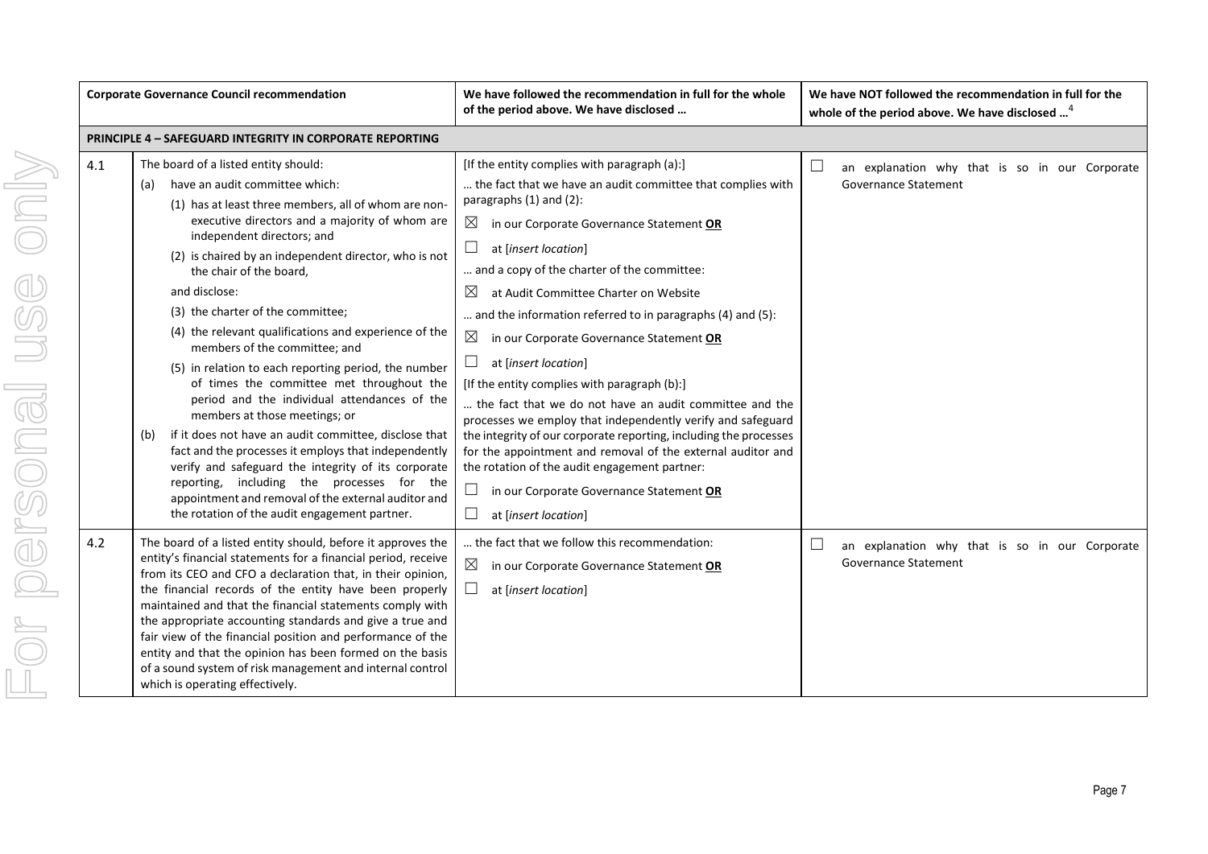| | Corporate Governance Council recommendation | We have followed the recommendation in full for the whole of the period above. We have disclosed … | We have NOT followed the recommendation in full for the whole of the period above. We have disclosed …[4] |
|---|---|---|---|
| **PRINCIPLE 4 – SAFEGUARD INTEGRITY IN CORPORATE REPORTING** | | | |
| 4.1 | The board of a listed entity should:<br>(a) have an audit committee which:<br>(1) has at least three members, all of whom are non-executive directors and a majority of whom are independent directors; and<br>(2) is chaired by an independent director, who is not the chair of the board,<br>and disclose:<br>(3) the charter of the committee;<br>(4) the relevant qualifications and experience of the members of the committee; and<br>(5) in relation to each reporting period, the number of times the committee met throughout the period and the individual attendances of the members at those meetings; or<br>(b) if it does not have an audit committee, disclose that fact and the processes it employs that independently verify and safeguard the integrity of its corporate reporting, including the processes for the appointment and removal of the external auditor and the rotation of the audit engagement partner. | [If the entity complies with paragraph (a):]<br>… the fact that we have an audit committee that complies with paragraphs (1) and (2):<br>☒ in our Corporate Governance Statement **OR**<br>☐ at [*insert location*]<br>… and a copy of the charter of the committee:<br>☒ at Audit Committee Charter on Website<br>… and the information referred to in paragraphs (4) and (5):<br>☒ in our Corporate Governance Statement **OR**<br>☐ at [*insert location*]<br>[If the entity complies with paragraph (b):]<br>… the fact that we do not have an audit committee and the processes we employ that independently verify and safeguard the integrity of our corporate reporting, including the processes for the appointment and removal of the external auditor and the rotation of the audit engagement partner:<br>☐ in our Corporate Governance Statement **OR**<br>☐ at [*insert location*] | ☐ an explanation why that is so in our Corporate Governance Statement |
| 4.2 | The board of a listed entity should, before it approves the entity's financial statements for a financial period, receive from its CEO and CFO a declaration that, in their opinion, the financial records of the entity have been properly maintained and that the financial statements comply with the appropriate accounting standards and give a true and fair view of the financial position and performance of the entity and that the opinion has been formed on the basis of a sound system of risk management and internal control which is operating effectively. | … the fact that we follow this recommendation:<br>☒ in our Corporate Governance Statement **OR**<br>☐ at [*insert location*] | ☐ an explanation why that is so in our Corporate Governance Statement |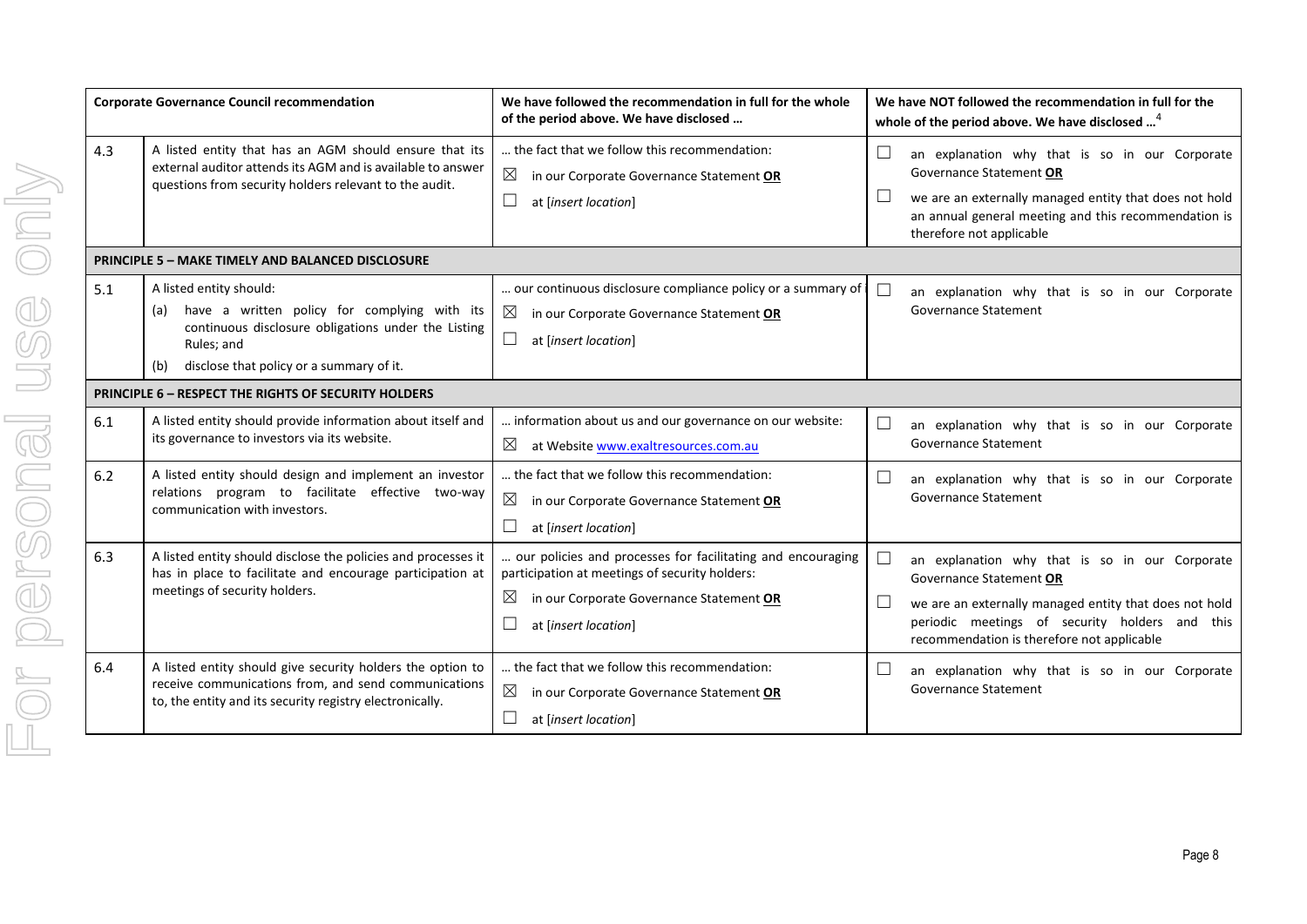| Corporate Governance Council recommendation | | We have followed the recommendation in full for the whole of the period above. We have disclosed … | We have NOT followed the recommendation in full for the whole of the period above. We have disclosed …[4] |
|---|---|---|---|
| 4.3 | A listed entity that has an AGM should ensure that its external auditor attends its AGM and is available to answer questions from security holders relevant to the audit. | … the fact that we follow this recommendation:<br>☒ in our Corporate Governance Statement **OR**<br>☐ at [*insert location*] | ☐ an explanation why that is so in our Corporate Governance Statement **OR**<br>☐ we are an externally managed entity that does not hold an annual general meeting and this recommendation is therefore not applicable |
| **PRINCIPLE 5 – MAKE TIMELY AND BALANCED DISCLOSURE** | | | |
| 5.1 | A listed entity should:<br>(a) have a written policy for complying with its continuous disclosure obligations under the Listing Rules; and<br>(b) disclose that policy or a summary of it. | … our continuous disclosure compliance policy or a summary of it:<br>☒ in our Corporate Governance Statement **OR**<br>☐ at [*insert location*] | ☐ an explanation why that is so in our Corporate Governance Statement |
| **PRINCIPLE 6 – RESPECT THE RIGHTS OF SECURITY HOLDERS** | | | |
| 6.1 | A listed entity should provide information about itself and its governance to investors via its website. | … information about us and our governance on our website:<br>☒ at Website www.exaltresources.com.au | ☐ an explanation why that is so in our Corporate Governance Statement |
| 6.2 | A listed entity should design and implement an investor relations program to facilitate effective two-way communication with investors. | … the fact that we follow this recommendation:<br>☒ in our Corporate Governance Statement **OR**<br>☐ at [*insert location*] | ☐ an explanation why that is so in our Corporate Governance Statement |
| 6.3 | A listed entity should disclose the policies and processes it has in place to facilitate and encourage participation at meetings of security holders. | … our policies and processes for facilitating and encouraging participation at meetings of security holders:<br>☒ in our Corporate Governance Statement **OR**<br>☐ at [*insert location*] | ☐ an explanation why that is so in our Corporate Governance Statement **OR**<br>☐ we are an externally managed entity that does not hold periodic meetings of security holders and this recommendation is therefore not applicable |
| 6.4 | A listed entity should give security holders the option to receive communications from, and send communications to, the entity and its security registry electronically. | … the fact that we follow this recommendation:<br>☒ in our Corporate Governance Statement **OR**<br>☐ at [*insert location*] | ☐ an explanation why that is so in our Corporate Governance Statement |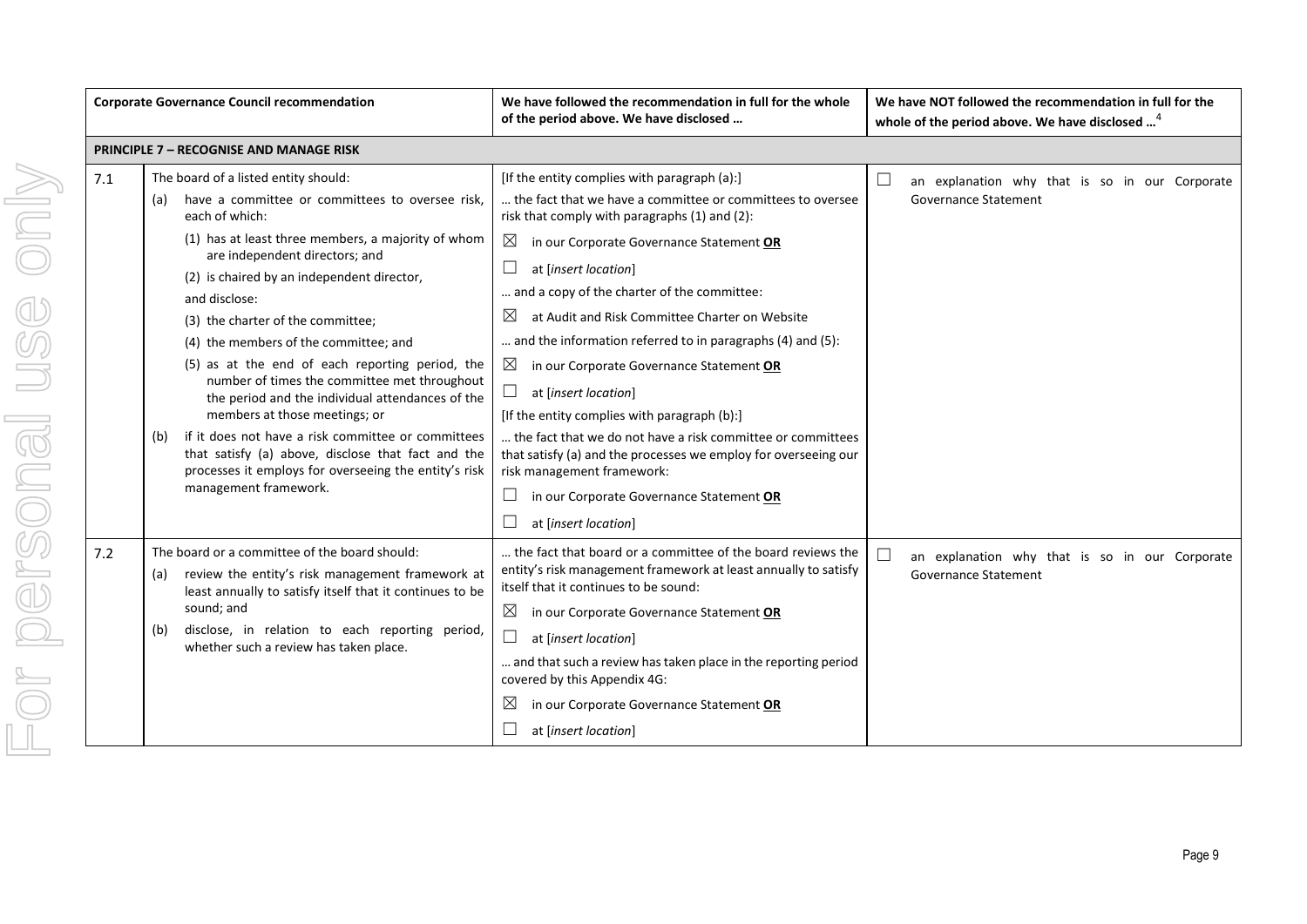| | Corporate Governance Council recommendation | We have followed the recommendation in full for the whole of the period above. We have disclosed … | We have NOT followed the recommendation in full for the whole of the period above. We have disclosed …[4] |
|---|---|---|---|
| **PRINCIPLE 7 – RECOGNISE AND MANAGE RISK** | | | |
| 7.1 | The board of a listed entity should:<br>(a) have a committee or committees to oversee risk, each of which:<br>(1) has at least three members, a majority of whom are independent directors; and<br>(2) is chaired by an independent director,<br>and disclose:<br>(3) the charter of the committee;<br>(4) the members of the committee; and<br>(5) as at the end of each reporting period, the number of times the committee met throughout the period and the individual attendances of the members at those meetings; or<br>(b) if it does not have a risk committee or committees that satisfy (a) above, disclose that fact and the processes it employs for overseeing the entity's risk management framework. | [If the entity complies with paragraph (a):]<br>… the fact that we have a committee or committees to oversee risk that comply with paragraphs (1) and (2):<br>☒ in our Corporate Governance Statement **OR**<br>☐ at [*insert location*]<br>… and a copy of the charter of the committee:<br>☒ at Audit and Risk Committee Charter on Website<br>… and the information referred to in paragraphs (4) and (5):<br>☒ in our Corporate Governance Statement **OR**<br>☐ at [*insert location*]<br>[If the entity complies with paragraph (b):]<br>… the fact that we do not have a risk committee or committees that satisfy (a) and the processes we employ for overseeing our risk management framework:<br>☐ in our Corporate Governance Statement **OR**<br>☐ at [*insert location*] | ☐ an explanation why that is so in our Corporate Governance Statement |
| 7.2 | The board or a committee of the board should:<br>(a) review the entity's risk management framework at least annually to satisfy itself that it continues to be sound; and<br>(b) disclose, in relation to each reporting period, whether such a review has taken place. | … the fact that board or a committee of the board reviews the entity's risk management framework at least annually to satisfy itself that it continues to be sound:<br>☒ in our Corporate Governance Statement **OR**<br>☐ at [*insert location*]<br>… and that such a review has taken place in the reporting period covered by this Appendix 4G:<br>☒ in our Corporate Governance Statement **OR**<br>☐ at [*insert location*] | ☐ an explanation why that is so in our Corporate Governance Statement |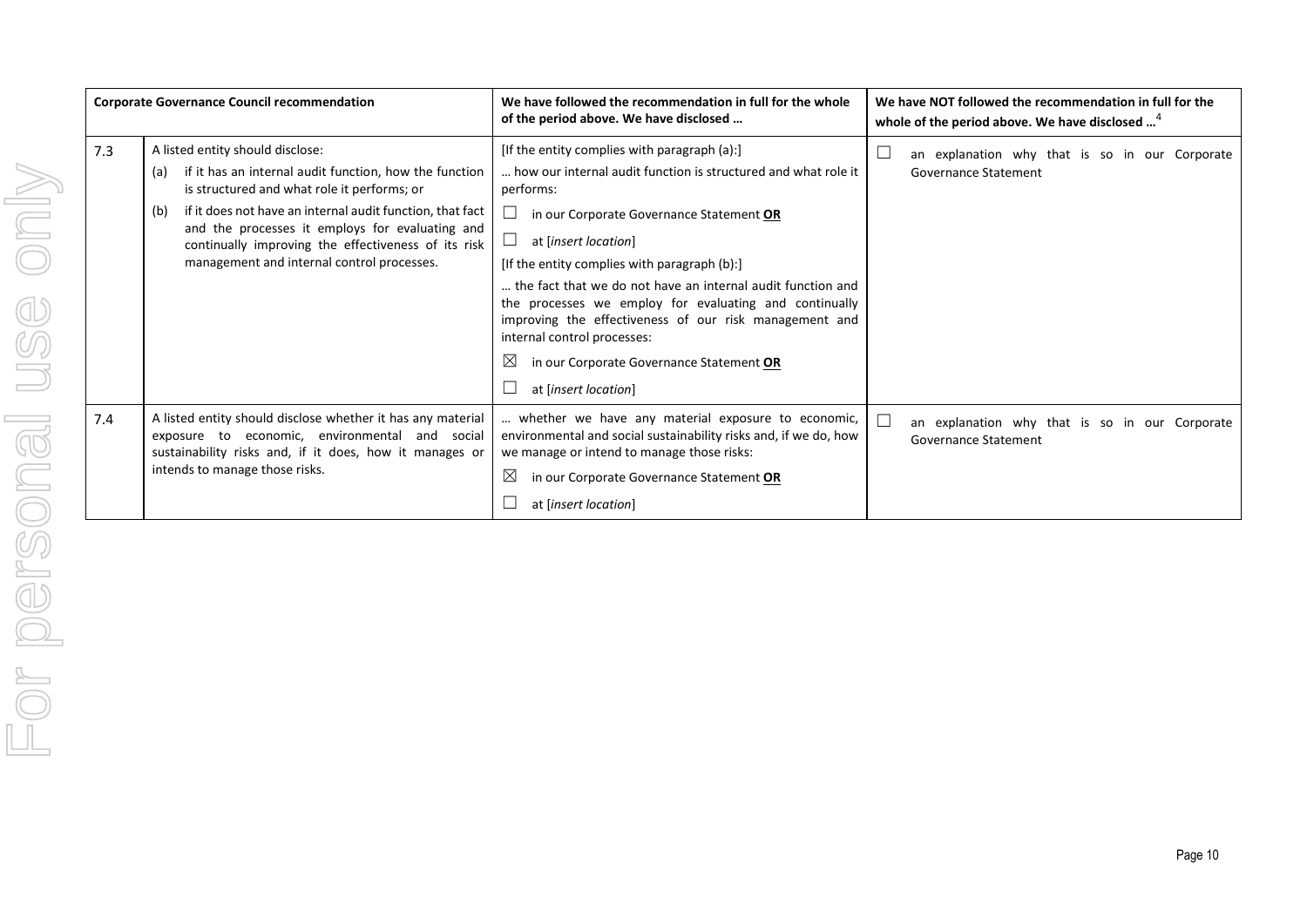| Corporate Governance Council recommendation | | We have followed the recommendation in full for the whole of the period above. We have disclosed … | We have NOT followed the recommendation in full for the whole of the period above. We have disclosed …[4] |
|---|---|---|---|
| 7.3 | A listed entity should disclose:<br>(a) if it has an internal audit function, how the function is structured and what role it performs; or<br>(b) if it does not have an internal audit function, that fact and the processes it employs for evaluating and continually improving the effectiveness of its risk management and internal control processes. | [If the entity complies with paragraph (a):]<br>… how our internal audit function is structured and what role it performs:<br>☐ in our Corporate Governance Statement **OR**<br>☐ at [*insert location*]<br>[If the entity complies with paragraph (b):]<br>… the fact that we do not have an internal audit function and the processes we employ for evaluating and continually improving the effectiveness of our risk management and internal control processes:<br>☒ in our Corporate Governance Statement **OR**<br>☐ at [*insert location*] | ☐ an explanation why that is so in our Corporate Governance Statement |
| 7.4 | A listed entity should disclose whether it has any material exposure to economic, environmental and social sustainability risks and, if it does, how it manages or intends to manage those risks. | … whether we have any material exposure to economic, environmental and social sustainability risks and, if we do, how we manage or intend to manage those risks:<br>☒ in our Corporate Governance Statement **OR**<br>☐ at [*insert location*] | ☐ an explanation why that is so in our Corporate Governance Statement |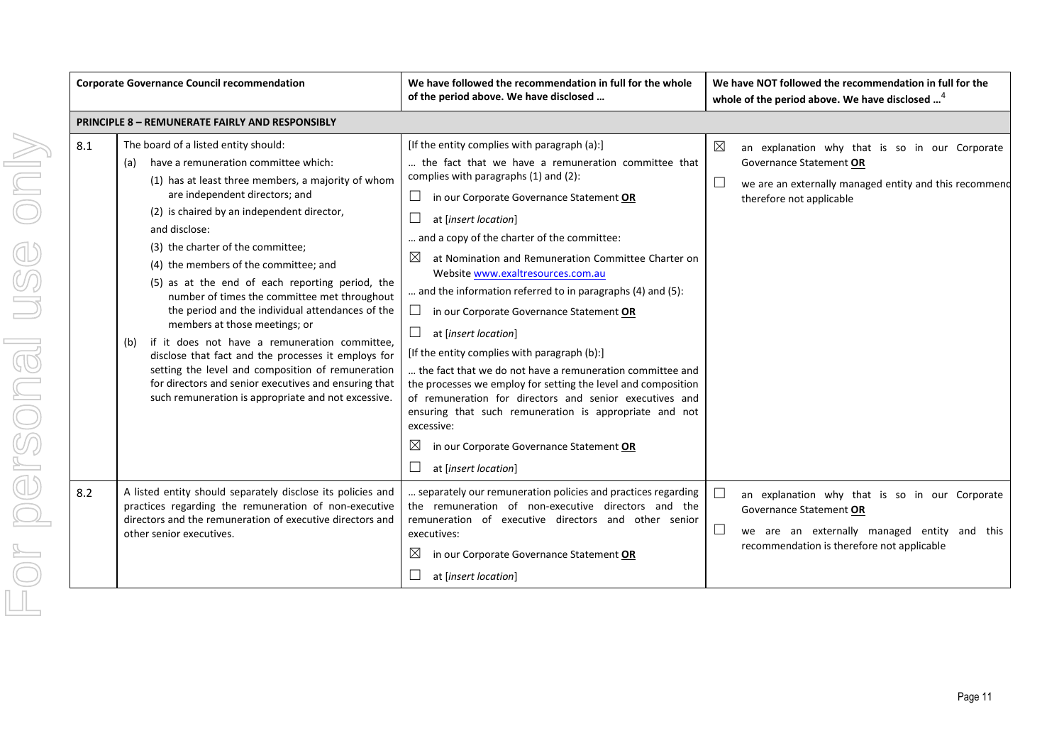| | Corporate Governance Council recommendation | We have followed the recommendation in full for the whole of the period above. We have disclosed … | We have NOT followed the recommendation in full for the whole of the period above. We have disclosed …[4] |
|---|---|---|---|
| **PRINCIPLE 8 – REMUNERATE FAIRLY AND RESPONSIBLY** | | | |
| 8.1 | The board of a listed entity should:<br>(a) have a remuneration committee which:<br>(1) has at least three members, a majority of whom are independent directors; and<br>(2) is chaired by an independent director,<br>and disclose:<br>(3) the charter of the committee;<br>(4) the members of the committee; and<br>(5) as at the end of each reporting period, the number of times the committee met throughout the period and the individual attendances of the members at those meetings; or<br>(b) if it does not have a remuneration committee, disclose that fact and the processes it employs for setting the level and composition of remuneration for directors and senior executives and ensuring that such remuneration is appropriate and not excessive. | [If the entity complies with paragraph (a):]<br>… the fact that we have a remuneration committee that complies with paragraphs (1) and (2):<br>☐ in our Corporate Governance Statement **OR**<br>☐ at [*insert location*]<br>… and a copy of the charter of the committee:<br>☒ at Nomination and Remuneration Committee Charter on Website www.exaltresources.com.au<br>… and the information referred to in paragraphs (4) and (5):<br>☐ in our Corporate Governance Statement **OR**<br>☐ at [*insert location*]<br>[If the entity complies with paragraph (b):]<br>… the fact that we do not have a remuneration committee and the processes we employ for setting the level and composition of remuneration for directors and senior executives and ensuring that such remuneration is appropriate and not excessive:<br>☒ in our Corporate Governance Statement **OR**<br>☐ at [*insert location*] | ☒ an explanation why that is so in our Corporate Governance Statement **OR**<br>☐ we are an externally managed entity and this recommendation is therefore not applicable |
| 8.2 | A listed entity should separately disclose its policies and practices regarding the remuneration of non-executive directors and the remuneration of executive directors and other senior executives. | … separately our remuneration policies and practices regarding the remuneration of non-executive directors and the remuneration of executive directors and other senior executives:<br>☒ in our Corporate Governance Statement **OR**<br>☐ at [*insert location*] | ☐ an explanation why that is so in our Corporate Governance Statement **OR**<br>☐ we are an externally managed entity and this recommendation is therefore not applicable |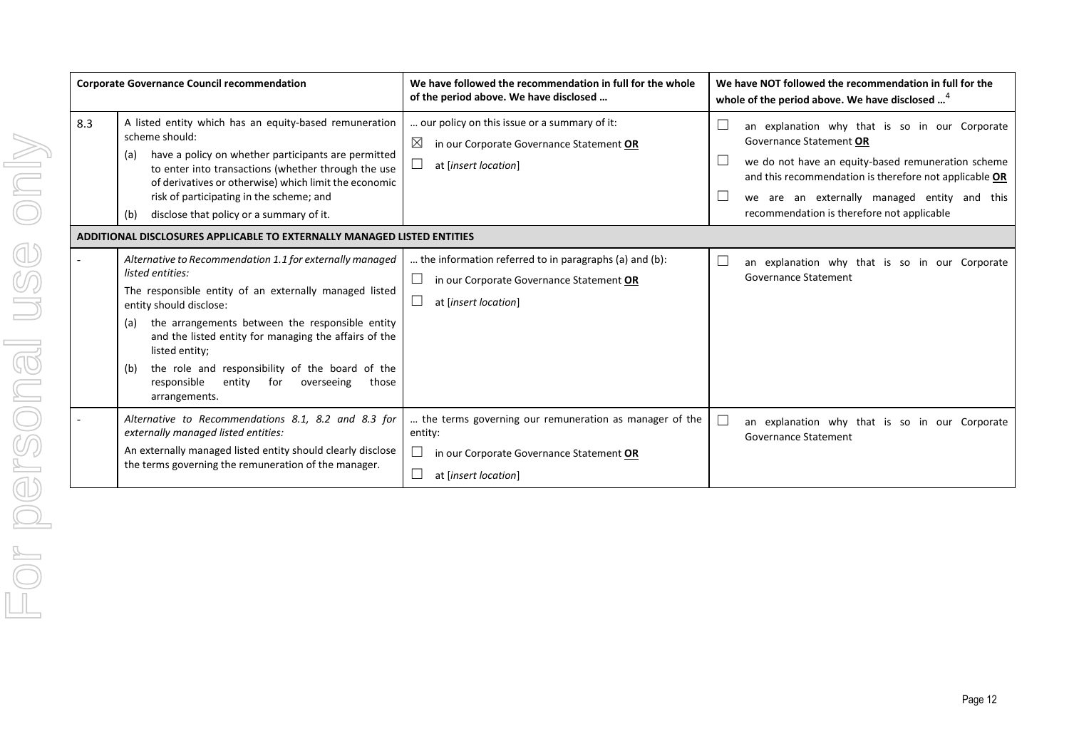| Corporate Governance Council recommendation | | We have followed the recommendation in full for the whole of the period above. We have disclosed … | We have NOT followed the recommendation in full for the whole of the period above. We have disclosed …[4] |
|---|---|---|---|
| 8.3 | A listed entity which has an equity-based remuneration scheme should:<br>(a) have a policy on whether participants are permitted to enter into transactions (whether through the use of derivatives or otherwise) which limit the economic risk of participating in the scheme; and<br>(b) disclose that policy or a summary of it. | … our policy on this issue or a summary of it:<br>☒ in our Corporate Governance Statement **OR**<br>☐ at [*insert location*] | ☐ an explanation why that is so in our Corporate Governance Statement **OR**<br>☐ we do not have an equity-based remuneration scheme and this recommendation is therefore not applicable **OR**<br>☐ we are an externally managed entity and this recommendation is therefore not applicable |
| **ADDITIONAL DISCLOSURES APPLICABLE TO EXTERNALLY MANAGED LISTED ENTITIES** | | | |
| - | *Alternative to Recommendation 1.1 for externally managed listed entities:*<br>The responsible entity of an externally managed listed entity should disclose:<br>(a) the arrangements between the responsible entity and the listed entity for managing the affairs of the listed entity;<br>(b) the role and responsibility of the board of the responsible entity for overseeing those arrangements. | … the information referred to in paragraphs (a) and (b):<br>☐ in our Corporate Governance Statement **OR**<br>☐ at [*insert location*] | ☐ an explanation why that is so in our Corporate Governance Statement |
| - | *Alternative to Recommendations 8.1, 8.2 and 8.3 for externally managed listed entities:*<br>An externally managed listed entity should clearly disclose the terms governing the remuneration of the manager. | … the terms governing our remuneration as manager of the entity:<br>☐ in our Corporate Governance Statement **OR**<br>☐ at [*insert location*] | ☐ an explanation why that is so in our Corporate Governance Statement |